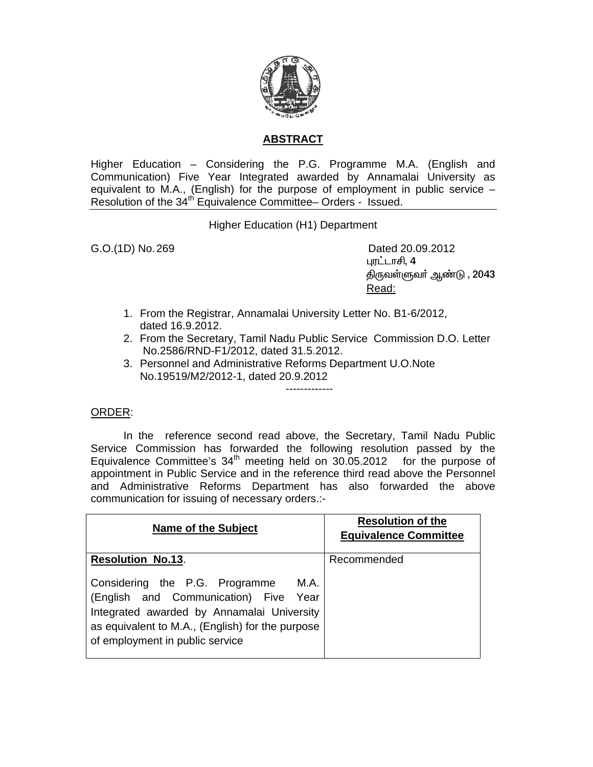## ABSTRACT

Higher Education – Considering the P.G. Programme M.A. (English and Communication) Five Year Integrated awarded by Annamalai University as equivalent to M.A., (English) for the purpose of employment in public service – Resolution of the 34th Equivalence Committee– Orders - Issued.

---

Higher Education (H1) Department

G.O.(1D) No. 269 Dated 20.09.2012

புரட்டாசி, **4**

திருவள்ளுவர் ஆண்டு , **2043**

Read:

1. From the Registrar, Annamalai University Letter No. B1-6/2012, dated 16.9.2012.
2. From the Secretary, Tamil Nadu Public Service Commission D.O. Letter No.2586/RND-F1/2012, dated 31.5.2012.
3. Personnel and Administrative Reforms Department U.O.Note No.19519/M2/2012-1, dated 20.9.2012

-------------

ORDER:

In the reference second read above, the Secretary, Tamil Nadu Public Service Commission has forwarded the following resolution passed by the Equivalence Committee's 34th meeting held on 30.05.2012 for the purpose of appointment in Public Service and in the reference third read above the Personnel and Administrative Reforms Department has also forwarded the above communication for issuing of necessary orders.:-

| Name of the Subject | Resolution of the Equivalence Committee |
|---|---|
| **Resolution No.13**. Considering the P.G. Programme M.A. (English and Communication) Five Year Integrated awarded by Annamalai University as equivalent to M.A., (English) for the purpose of employment in public service | Recommended |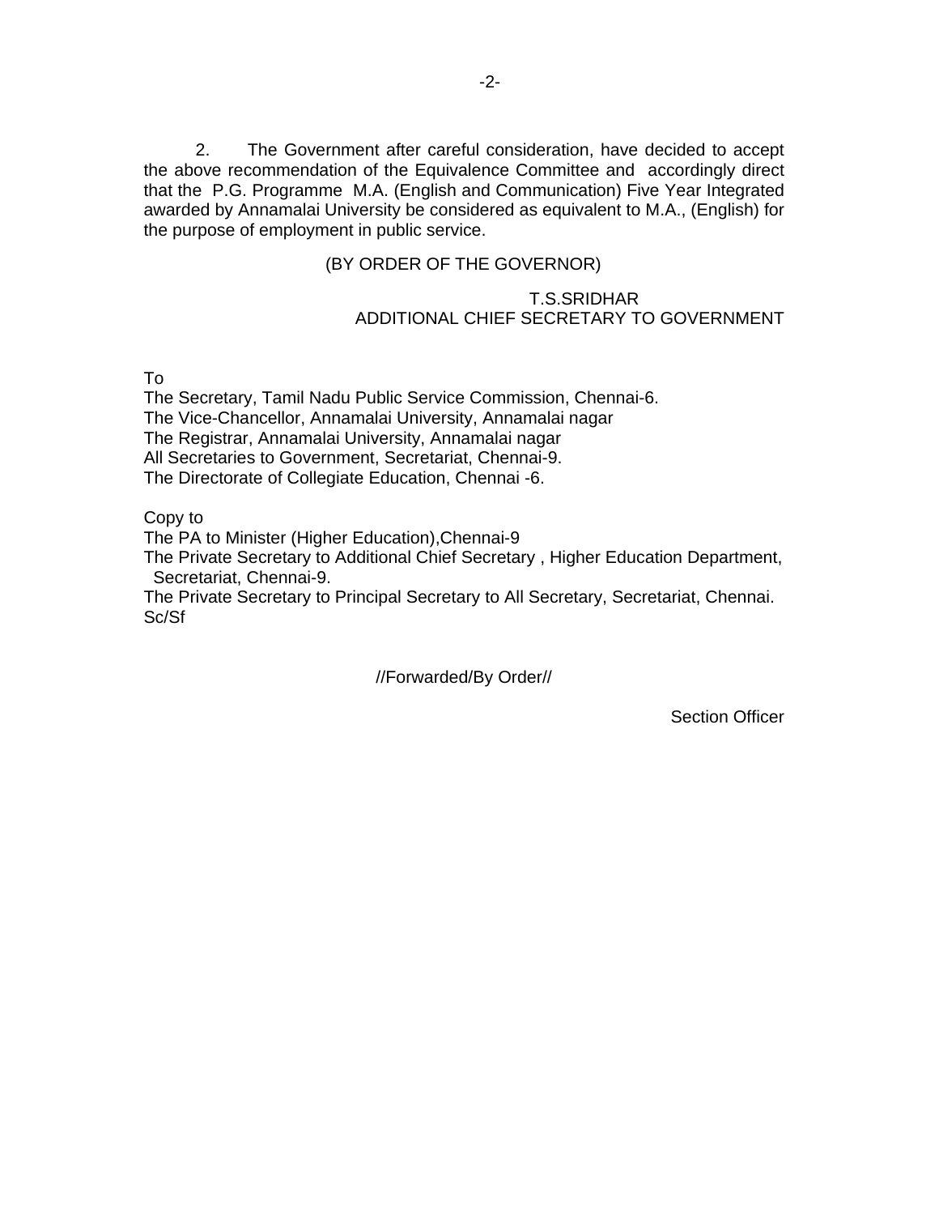2. The Government after careful consideration, have decided to accept the above recommendation of the Equivalence Committee and accordingly direct that the P.G. Programme M.A. (English and Communication) Five Year Integrated awarded by Annamalai University be considered as equivalent to M.A., (English) for the purpose of employment in public service.

(BY ORDER OF THE GOVERNOR)

T.S.SRIDHAR
ADDITIONAL CHIEF SECRETARY TO GOVERNMENT

To
The Secretary, Tamil Nadu Public Service Commission, Chennai-6.
The Vice-Chancellor, Annamalai University, Annamalai nagar
The Registrar, Annamalai University, Annamalai nagar
All Secretaries to Government, Secretariat, Chennai-9.
The Directorate of Collegiate Education, Chennai -6.

Copy to
The PA to Minister (Higher Education),Chennai-9
The Private Secretary to Additional Chief Secretary , Higher Education Department, Secretariat, Chennai-9.
The Private Secretary to Principal Secretary to All Secretary, Secretariat, Chennai.
Sc/Sf

//Forwarded/By Order//

Section Officer